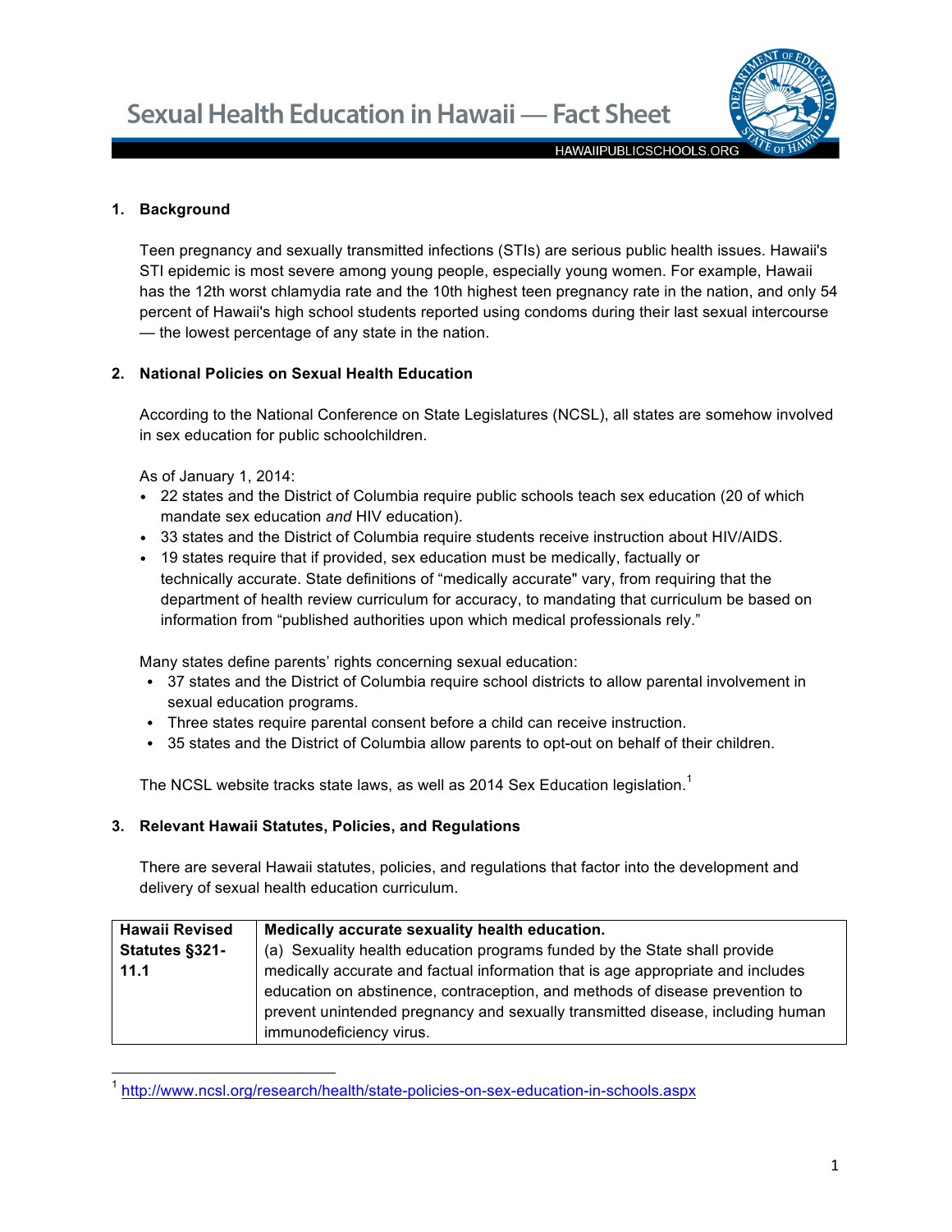# Sexual Health Education in Hawaii — Fact Sheet

HAWAIIPUBLICSCHOOLS.ORG

## 1. Background

Teen pregnancy and sexually transmitted infections (STIs) are serious public health issues. Hawaii's STI epidemic is most severe among young people, especially young women. For example, Hawaii has the 12th worst chlamydia rate and the 10th highest teen pregnancy rate in the nation, and only 54 percent of Hawaii's high school students reported using condoms during their last sexual intercourse — the lowest percentage of any state in the nation.

## 2. National Policies on Sexual Health Education

According to the National Conference on State Legislatures (NCSL), all states are somehow involved in sex education for public schoolchildren.

As of January 1, 2014:

- 22 states and the District of Columbia require public schools teach sex education (20 of which mandate sex education *and* HIV education).
- 33 states and the District of Columbia require students receive instruction about HIV/AIDS.
- 19 states require that if provided, sex education must be medically, factually or technically accurate. State definitions of "medically accurate" vary, from requiring that the department of health review curriculum for accuracy, to mandating that curriculum be based on information from "published authorities upon which medical professionals rely."

Many states define parents' rights concerning sexual education:

- 37 states and the District of Columbia require school districts to allow parental involvement in sexual education programs.
- Three states require parental consent before a child can receive instruction.
- 35 states and the District of Columbia allow parents to opt-out on behalf of their children.

The NCSL website tracks state laws, as well as 2014 Sex Education legislation.[1]

## 3. Relevant Hawaii Statutes, Policies, and Regulations

There are several Hawaii statutes, policies, and regulations that factor into the development and delivery of sexual health education curriculum.

| **Hawaii Revised Statutes §321-11.1** | **Medically accurate sexuality health education.** (a) Sexuality health education programs funded by the State shall provide medically accurate and factual information that is age appropriate and includes education on abstinence, contraception, and methods of disease prevention to prevent unintended pregnancy and sexually transmitted disease, including human immunodeficiency virus. |
|---|---|

[1] http://www.ncsl.org/research/health/state-policies-on-sex-education-in-schools.aspx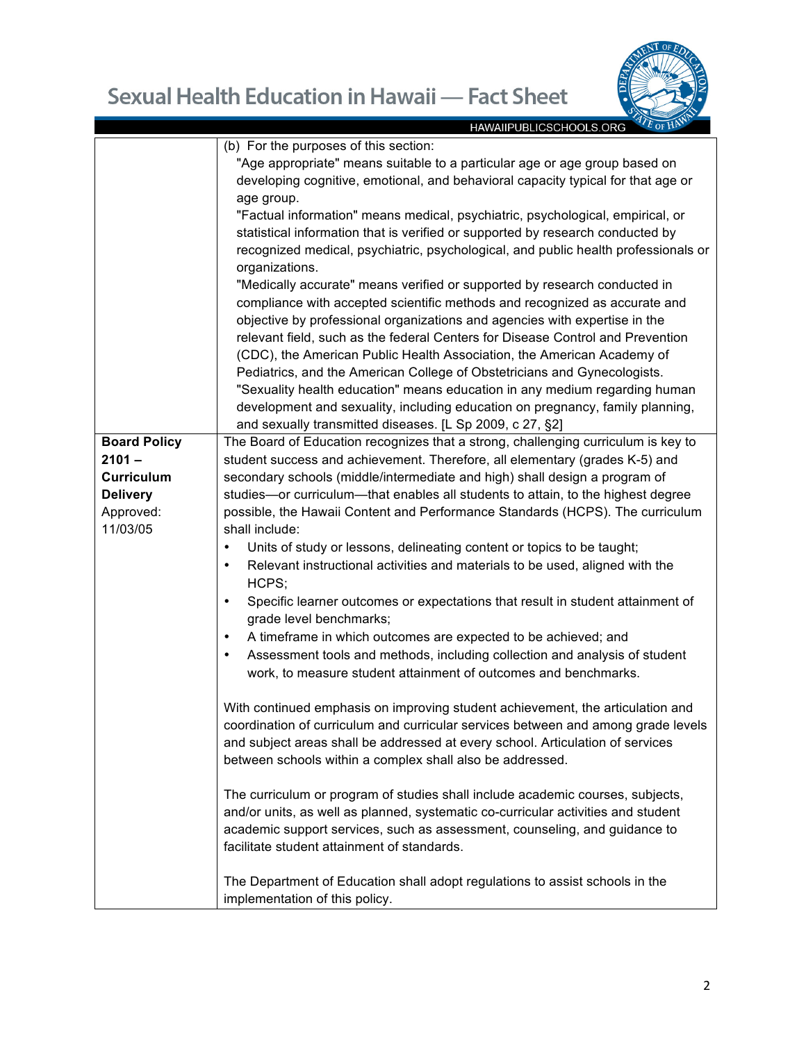| | |
|---|---|
| | (b) For the purposes of this section:<br>"Age appropriate" means suitable to a particular age or age group based on developing cognitive, emotional, and behavioral capacity typical for that age or age group.<br>"Factual information" means medical, psychiatric, psychological, empirical, or statistical information that is verified or supported by research conducted by recognized medical, psychiatric, psychological, and public health professionals or organizations.<br>"Medically accurate" means verified or supported by research conducted in compliance with accepted scientific methods and recognized as accurate and objective by professional organizations and agencies with expertise in the relevant field, such as the federal Centers for Disease Control and Prevention (CDC), the American Public Health Association, the American Academy of Pediatrics, and the American College of Obstetricians and Gynecologists.<br>"Sexuality health education" means education in any medium regarding human development and sexuality, including education on pregnancy, family planning, and sexually transmitted diseases. [L Sp 2009, c 27, §2] |
| **Board Policy 2101 – Curriculum Delivery**<br>Approved: 11/03/05 | The Board of Education recognizes that a strong, challenging curriculum is key to student success and achievement. Therefore, all elementary (grades K-5) and secondary schools (middle/intermediate and high) shall design a program of studies—or curriculum—that enables all students to attain, to the highest degree possible, the Hawaii Content and Performance Standards (HCPS). The curriculum shall include:<br>• Units of study or lessons, delineating content or topics to be taught;<br>• Relevant instructional activities and materials to be used, aligned with the HCPS;<br>• Specific learner outcomes or expectations that result in student attainment of grade level benchmarks;<br>• A timeframe in which outcomes are expected to be achieved; and<br>• Assessment tools and methods, including collection and analysis of student work, to measure student attainment of outcomes and benchmarks.<br><br>With continued emphasis on improving student achievement, the articulation and coordination of curriculum and curricular services between and among grade levels and subject areas shall be addressed at every school. Articulation of services between schools within a complex shall also be addressed.<br><br>The curriculum or program of studies shall include academic courses, subjects, and/or units, as well as planned, systematic co-curricular activities and student academic support services, such as assessment, counseling, and guidance to facilitate student attainment of standards.<br><br>The Department of Education shall adopt regulations to assist schools in the implementation of this policy. |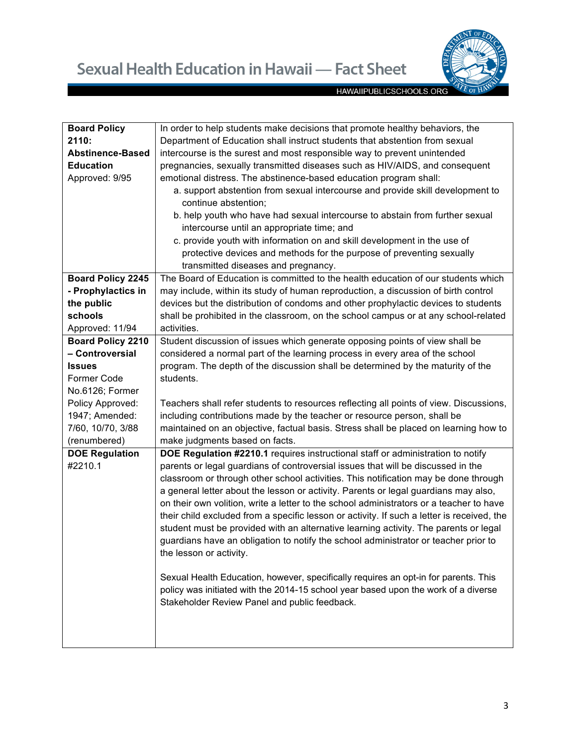| | |
|---|---|
| **Board Policy 2110: Abstinence-Based Education** Approved: 9/95 | In order to help students make decisions that promote healthy behaviors, the Department of Education shall instruct students that abstention from sexual intercourse is the surest and most responsible way to prevent unintended pregnancies, sexually transmitted diseases such as HIV/AIDS, and consequent emotional distress. The abstinence-based education program shall:<br>a. support abstention from sexual intercourse and provide skill development to continue abstention;<br>b. help youth who have had sexual intercourse to abstain from further sexual intercourse until an appropriate time; and<br>c. provide youth with information on and skill development in the use of protective devices and methods for the purpose of preventing sexually transmitted diseases and pregnancy. |
| **Board Policy 2245 - Prophylactics in the public schools** Approved: 11/94 | The Board of Education is committed to the health education of our students which may include, within its study of human reproduction, a discussion of birth control devices but the distribution of condoms and other prophylactic devices to students shall be prohibited in the classroom, on the school campus or at any school-related activities. |
| **Board Policy 2210 – Controversial Issues** Former Code No.6126; Former Policy Approved: 1947; Amended: 7/60, 10/70, 3/88 (renumbered) | Student discussion of issues which generate opposing points of view shall be considered a normal part of the learning process in every area of the school program. The depth of the discussion shall be determined by the maturity of the students.<br><br>Teachers shall refer students to resources reflecting all points of view. Discussions, including contributions made by the teacher or resource person, shall be maintained on an objective, factual basis. Stress shall be placed on learning how to make judgments based on facts. |
| **DOE Regulation** #2210.1 | **DOE Regulation #2210.1** requires instructional staff or administration to notify parents or legal guardians of controversial issues that will be discussed in the classroom or through other school activities. This notification may be done through a general letter about the lesson or activity. Parents or legal guardians may also, on their own volition, write a letter to the school administrators or a teacher to have their child excluded from a specific lesson or activity. If such a letter is received, the student must be provided with an alternative learning activity. The parents or legal guardians have an obligation to notify the school administrator or teacher prior to the lesson or activity.<br><br>Sexual Health Education, however, specifically requires an opt-in for parents. This policy was initiated with the 2014-15 school year based upon the work of a diverse Stakeholder Review Panel and public feedback. |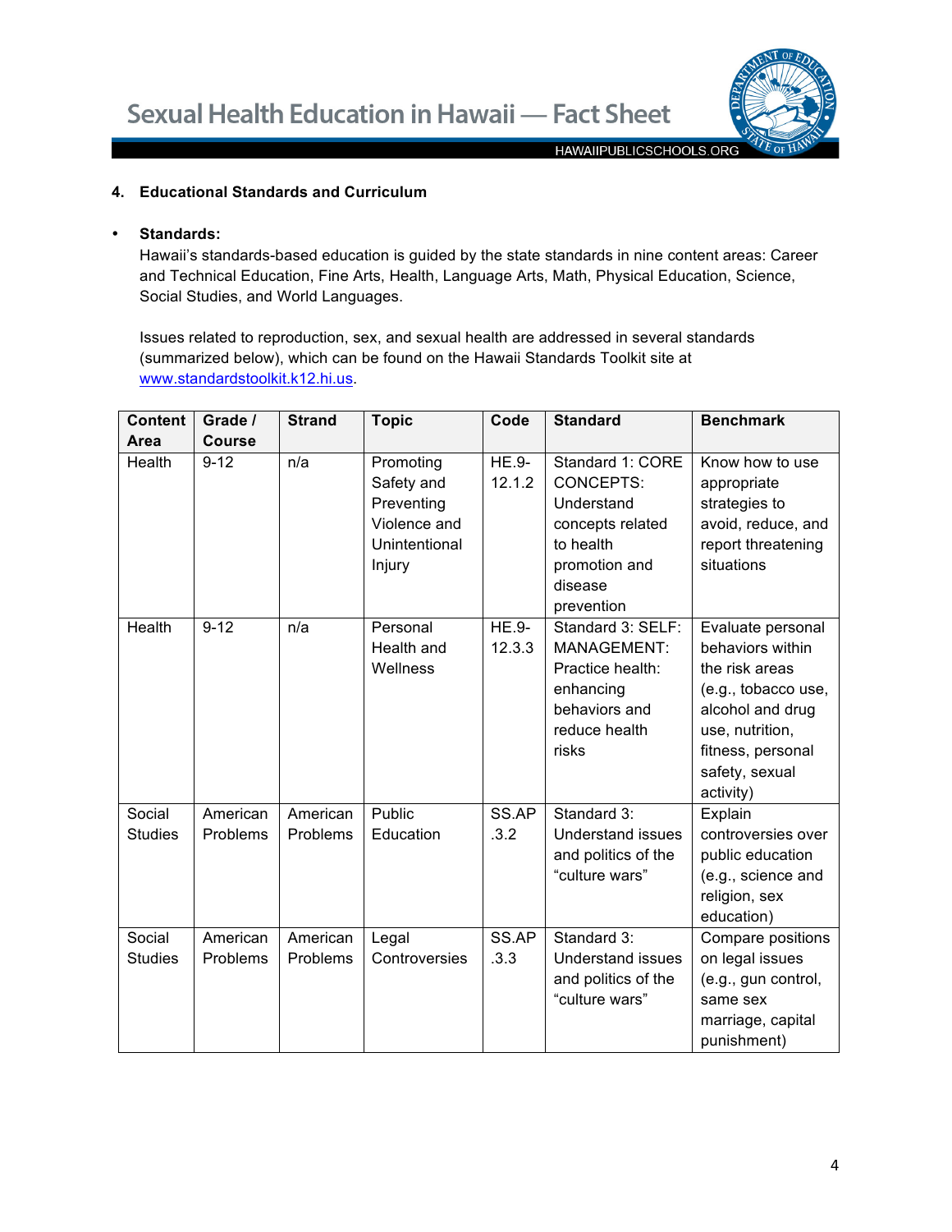## 4. Educational Standards and Curriculum

- **Standards:**
  Hawaii's standards-based education is guided by the state standards in nine content areas: Career and Technical Education, Fine Arts, Health, Language Arts, Math, Physical Education, Science, Social Studies, and World Languages.

  Issues related to reproduction, sex, and sexual health are addressed in several standards (summarized below), which can be found on the Hawaii Standards Toolkit site at www.standardstoolkit.k12.hi.us.

| Content Area | Grade / Course | Strand | Topic | Code | Standard | Benchmark |
|---|---|---|---|---|---|---|
| Health | 9-12 | n/a | Promoting Safety and Preventing Violence and Unintentional Injury | HE.9-12.1.2 | Standard 1: CORE CONCEPTS: Understand concepts related to health promotion and disease prevention | Know how to use appropriate strategies to avoid, reduce, and report threatening situations |
| Health | 9-12 | n/a | Personal Health and Wellness | HE.9-12.3.3 | Standard 3: SELF: MANAGEMENT: Practice health: enhancing behaviors and reduce health risks | Evaluate personal behaviors within the risk areas (e.g., tobacco use, alcohol and drug use, nutrition, fitness, personal safety, sexual activity) |
| Social Studies | American Problems | American Problems | Public Education | SS.AP.3.2 | Standard 3: Understand issues and politics of the "culture wars" | Explain controversies over public education (e.g., science and religion, sex education) |
| Social Studies | American Problems | American Problems | Legal Controversies | SS.AP.3.3 | Standard 3: Understand issues and politics of the "culture wars" | Compare positions on legal issues (e.g., gun control, same sex marriage, capital punishment) |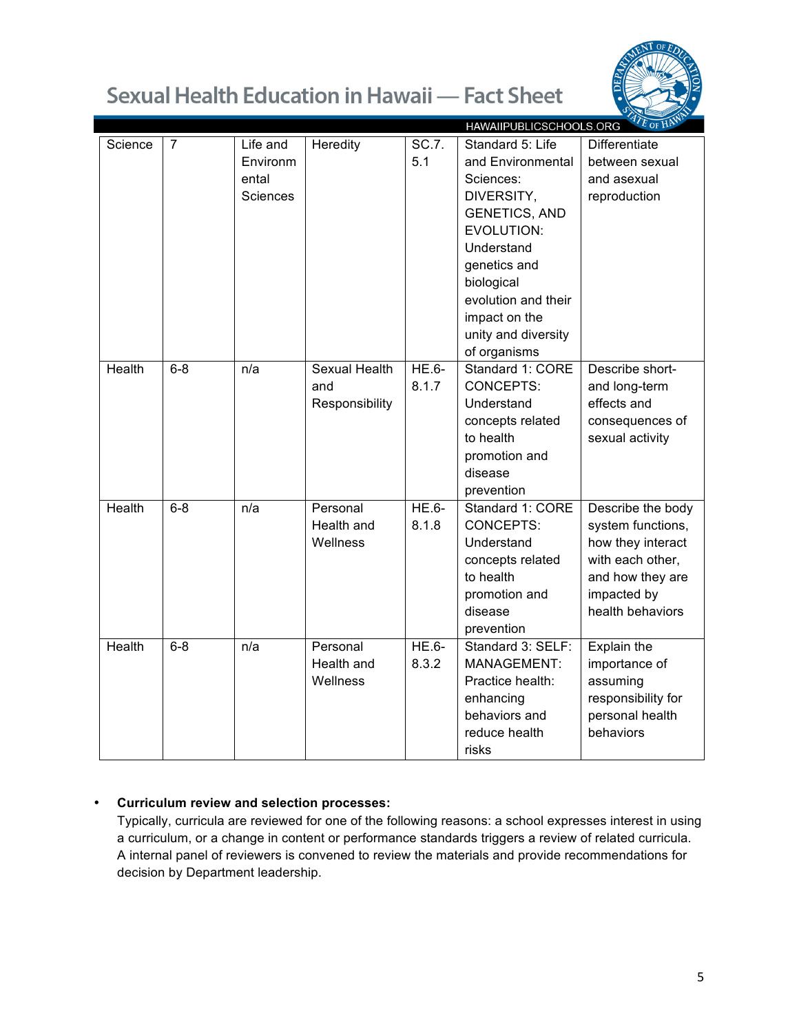| Science | 7 | Life and Environmental Sciences | Heredity | SC.7.5.1 | Standard 5: Life and Environmental Sciences: DIVERSITY, GENETICS, AND EVOLUTION: Understand genetics and biological evolution and their impact on the unity and diversity of organisms | Differentiate between sexual and asexual reproduction |
|---|---|---|---|---|---|---|
| Health | 6-8 | n/a | Sexual Health and Responsibility | HE.6-8.1.7 | Standard 1: CORE CONCEPTS: Understand concepts related to health promotion and disease prevention | Describe short- and long-term effects and consequences of sexual activity |
| Health | 6-8 | n/a | Personal Health and Wellness | HE.6-8.1.8 | Standard 1: CORE CONCEPTS: Understand concepts related to health promotion and disease prevention | Describe the body system functions, how they interact with each other, and how they are impacted by health behaviors |
| Health | 6-8 | n/a | Personal Health and Wellness | HE.6-8.3.2 | Standard 3: SELF: MANAGEMENT: Practice health: enhancing behaviors and reduce health risks | Explain the importance of assuming responsibility for personal health behaviors |

- **Curriculum review and selection processes:**
  Typically, curricula are reviewed for one of the following reasons: a school expresses interest in using a curriculum, or a change in content or performance standards triggers a review of related curricula. A internal panel of reviewers is convened to review the materials and provide recommendations for decision by Department leadership.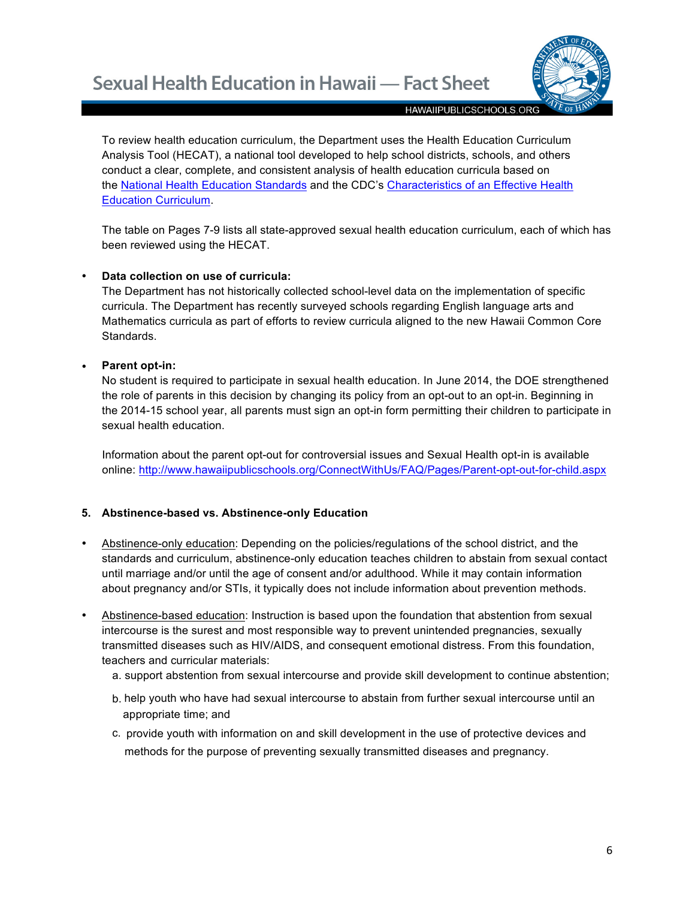To review health education curriculum, the Department uses the Health Education Curriculum Analysis Tool (HECAT), a national tool developed to help school districts, schools, and others conduct a clear, complete, and consistent analysis of health education curricula based on the National Health Education Standards and the CDC's Characteristics of an Effective Health Education Curriculum.

The table on Pages 7-9 lists all state-approved sexual health education curriculum, each of which has been reviewed using the HECAT.

- **Data collection on use of curricula:**
  The Department has not historically collected school-level data on the implementation of specific curricula. The Department has recently surveyed schools regarding English language arts and Mathematics curricula as part of efforts to review curricula aligned to the new Hawaii Common Core Standards.

- **Parent opt-in:**
  No student is required to participate in sexual health education. In June 2014, the DOE strengthened the role of parents in this decision by changing its policy from an opt-out to an opt-in. Beginning in the 2014-15 school year, all parents must sign an opt-in form permitting their children to participate in sexual health education.

  Information about the parent opt-out for controversial issues and Sexual Health opt-in is available online: http://www.hawaiipublicschools.org/ConnectWithUs/FAQ/Pages/Parent-opt-out-for-child.aspx

**5. Abstinence-based vs. Abstinence-only Education**

- Abstinence-only education: Depending on the policies/regulations of the school district, and the standards and curriculum, abstinence-only education teaches children to abstain from sexual contact until marriage and/or until the age of consent and/or adulthood. While it may contain information about pregnancy and/or STIs, it typically does not include information about prevention methods.

- Abstinence-based education: Instruction is based upon the foundation that abstention from sexual intercourse is the surest and most responsible way to prevent unintended pregnancies, sexually transmitted diseases such as HIV/AIDS, and consequent emotional distress. From this foundation, teachers and curricular materials:
  a. support abstention from sexual intercourse and provide skill development to continue abstention;
  b. help youth who have had sexual intercourse to abstain from further sexual intercourse until an appropriate time; and
  c. provide youth with information on and skill development in the use of protective devices and methods for the purpose of preventing sexually transmitted diseases and pregnancy.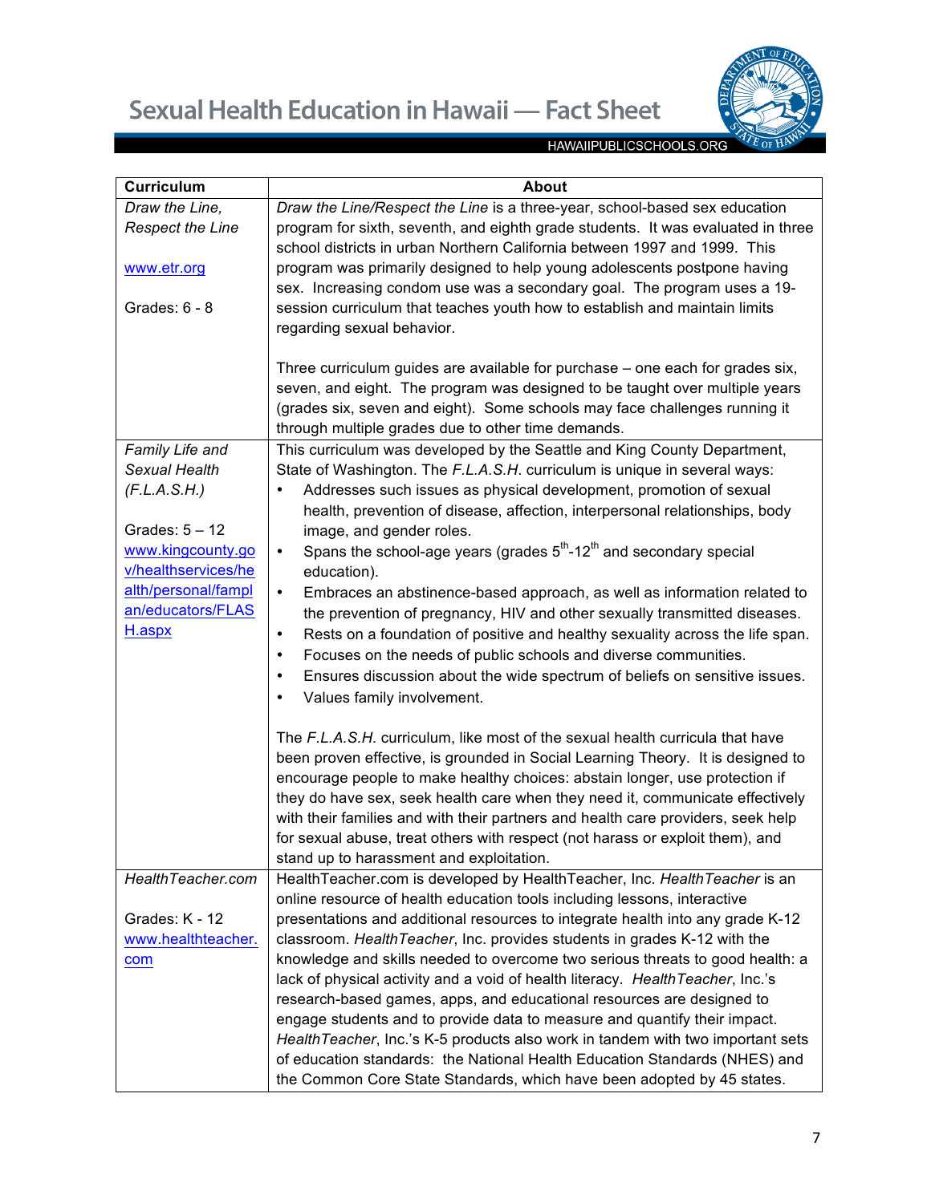| Curriculum | About |
|---|---|
| *Draw the Line, Respect the Line*<br><br>www.etr.org<br><br>Grades: 6 - 8 | *Draw the Line/Respect the Line* is a three-year, school-based sex education program for sixth, seventh, and eighth grade students. It was evaluated in three school districts in urban Northern California between 1997 and 1999. This program was primarily designed to help young adolescents postpone having sex. Increasing condom use was a secondary goal. The program uses a 19-session curriculum that teaches youth how to establish and maintain limits regarding sexual behavior.<br><br>Three curriculum guides are available for purchase – one each for grades six, seven, and eight. The program was designed to be taught over multiple years (grades six, seven and eight). Some schools may face challenges running it through multiple grades due to other time demands. |
| *Family Life and Sexual Health (F.L.A.S.H.)*<br><br>Grades: 5 – 12<br>www.kingcounty.gov/healthservices/health/personal/famplan/educators/FLASH.aspx | This curriculum was developed by the Seattle and King County Department, State of Washington. The *F.L.A.S.H.* curriculum is unique in several ways:<br>• Addresses such issues as physical development, promotion of sexual health, prevention of disease, affection, interpersonal relationships, body image, and gender roles.<br>• Spans the school-age years (grades 5th-12th and secondary special education).<br>• Embraces an abstinence-based approach, as well as information related to the prevention of pregnancy, HIV and other sexually transmitted diseases.<br>• Rests on a foundation of positive and healthy sexuality across the life span.<br>• Focuses on the needs of public schools and diverse communities.<br>• Ensures discussion about the wide spectrum of beliefs on sensitive issues.<br>• Values family involvement.<br><br>The *F.L.A.S.H.* curriculum, like most of the sexual health curricula that have been proven effective, is grounded in Social Learning Theory. It is designed to encourage people to make healthy choices: abstain longer, use protection if they do have sex, seek health care when they need it, communicate effectively with their families and with their partners and health care providers, seek help for sexual abuse, treat others with respect (not harass or exploit them), and stand up to harassment and exploitation. |
| *HealthTeacher.com*<br><br>Grades: K - 12<br>www.healthteacher.com | HealthTeacher.com is developed by HealthTeacher, Inc. *HealthTeacher* is an online resource of health education tools including lessons, interactive presentations and additional resources to integrate health into any grade K-12 classroom. *HealthTeacher*, Inc. provides students in grades K-12 with the knowledge and skills needed to overcome two serious threats to good health: a lack of physical activity and a void of health literacy. *HealthTeacher*, Inc.'s research-based games, apps, and educational resources are designed to engage students and to provide data to measure and quantify their impact. *HealthTeacher*, Inc.'s K-5 products also work in tandem with two important sets of education standards: the National Health Education Standards (NHES) and the Common Core State Standards, which have been adopted by 45 states. |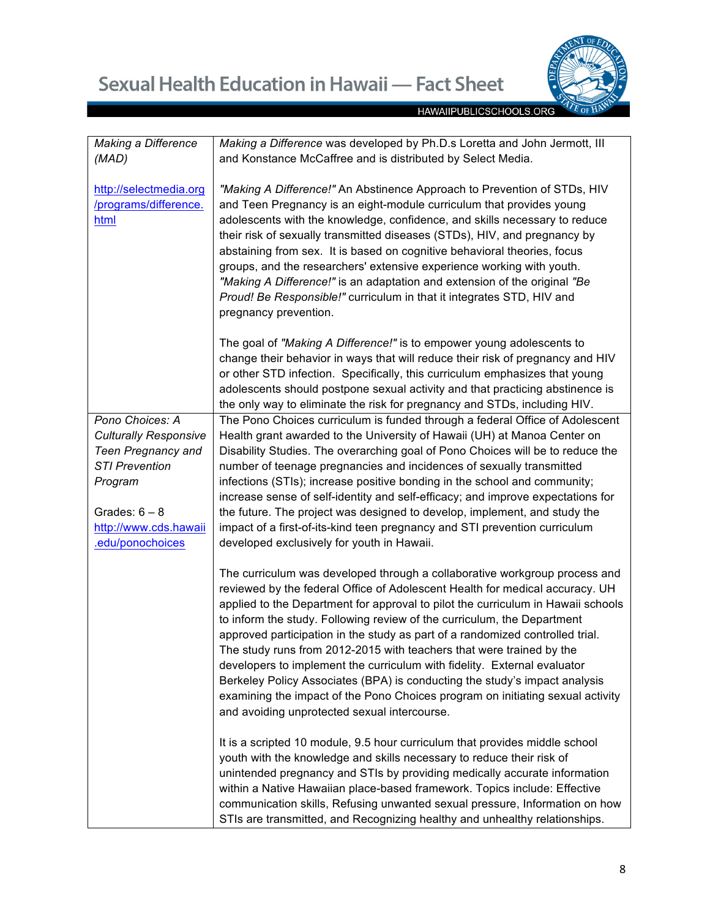| | |
|---|---|
| *Making a Difference (MAD)*<br><br>http://selectmedia.org/programs/difference.html | *Making a Difference* was developed by Ph.D.s Loretta and John Jermott, III and Konstance McCaffree and is distributed by Select Media.<br><br>*"Making A Difference!"* An Abstinence Approach to Prevention of STDs, HIV and Teen Pregnancy is an eight-module curriculum that provides young adolescents with the knowledge, confidence, and skills necessary to reduce their risk of sexually transmitted diseases (STDs), HIV, and pregnancy by abstaining from sex. It is based on cognitive behavioral theories, focus groups, and the researchers' extensive experience working with youth. *"Making A Difference!"* is an adaptation and extension of the original *"Be Proud! Be Responsible!"* curriculum in that it integrates STD, HIV and pregnancy prevention.<br><br>The goal of *"Making A Difference!"* is to empower young adolescents to change their behavior in ways that will reduce their risk of pregnancy and HIV or other STD infection. Specifically, this curriculum emphasizes that young adolescents should postpone sexual activity and that practicing abstinence is the only way to eliminate the risk for pregnancy and STDs, including HIV. |
| *Pono Choices: A Culturally Responsive Teen Pregnancy and STI Prevention Program*<br><br>Grades: 6 – 8<br>http://www.cds.hawaii.edu/ponochoices | The Pono Choices curriculum is funded through a federal Office of Adolescent Health grant awarded to the University of Hawaii (UH) at Manoa Center on Disability Studies. The overarching goal of Pono Choices will be to reduce the number of teenage pregnancies and incidences of sexually transmitted infections (STIs); increase positive bonding in the school and community; increase sense of self-identity and self-efficacy; and improve expectations for the future. The project was designed to develop, implement, and study the impact of a first-of-its-kind teen pregnancy and STI prevention curriculum developed exclusively for youth in Hawaii.<br><br>The curriculum was developed through a collaborative workgroup process and reviewed by the federal Office of Adolescent Health for medical accuracy. UH applied to the Department for approval to pilot the curriculum in Hawaii schools to inform the study. Following review of the curriculum, the Department approved participation in the study as part of a randomized controlled trial. The study runs from 2012-2015 with teachers that were trained by the developers to implement the curriculum with fidelity. External evaluator Berkeley Policy Associates (BPA) is conducting the study's impact analysis examining the impact of the Pono Choices program on initiating sexual activity and avoiding unprotected sexual intercourse.<br><br>It is a scripted 10 module, 9.5 hour curriculum that provides middle school youth with the knowledge and skills necessary to reduce their risk of unintended pregnancy and STIs by providing medically accurate information within a Native Hawaiian place-based framework. Topics include: Effective communication skills, Refusing unwanted sexual pressure, Information on how STIs are transmitted, and Recognizing healthy and unhealthy relationships. |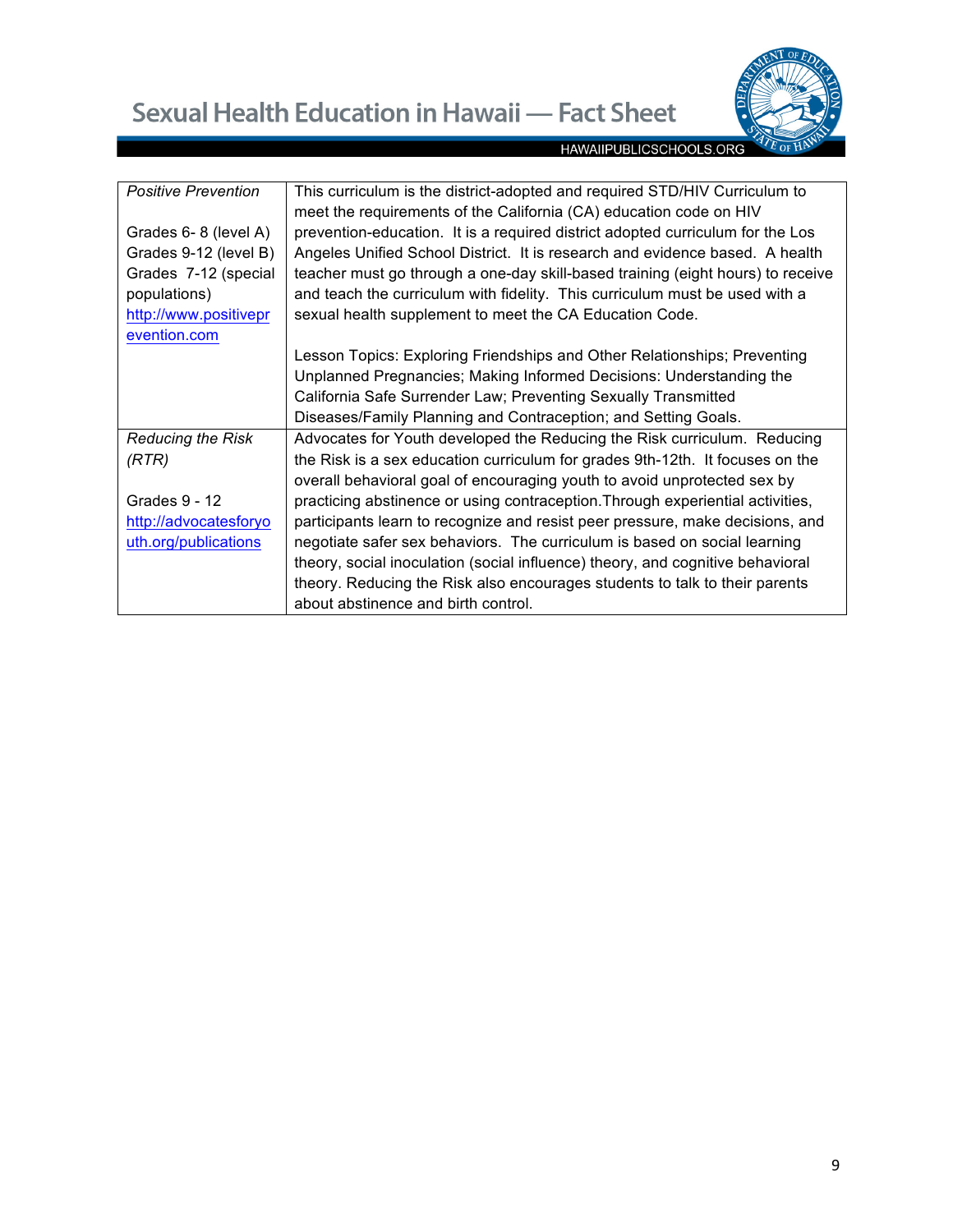| | |
|---|---|
| *Positive Prevention*<br><br>Grades 6- 8 (level A)<br>Grades 9-12 (level B)<br>Grades 7-12 (special populations)<br>http://www.positiveprevention.com | This curriculum is the district-adopted and required STD/HIV Curriculum to meet the requirements of the California (CA) education code on HIV prevention-education. It is a required district adopted curriculum for the Los Angeles Unified School District. It is research and evidence based. A health teacher must go through a one-day skill-based training (eight hours) to receive and teach the curriculum with fidelity. This curriculum must be used with a sexual health supplement to meet the CA Education Code.<br><br>Lesson Topics: Exploring Friendships and Other Relationships; Preventing Unplanned Pregnancies; Making Informed Decisions: Understanding the California Safe Surrender Law; Preventing Sexually Transmitted Diseases/Family Planning and Contraception; and Setting Goals. |
| *Reducing the Risk (RTR)*<br><br>Grades 9 - 12<br>http://advocatesforyouth.org/publications | Advocates for Youth developed the Reducing the Risk curriculum. Reducing the Risk is a sex education curriculum for grades 9th-12th. It focuses on the overall behavioral goal of encouraging youth to avoid unprotected sex by practicing abstinence or using contraception.Through experiential activities, participants learn to recognize and resist peer pressure, make decisions, and negotiate safer sex behaviors. The curriculum is based on social learning theory, social inoculation (social influence) theory, and cognitive behavioral theory. Reducing the Risk also encourages students to talk to their parents about abstinence and birth control. |